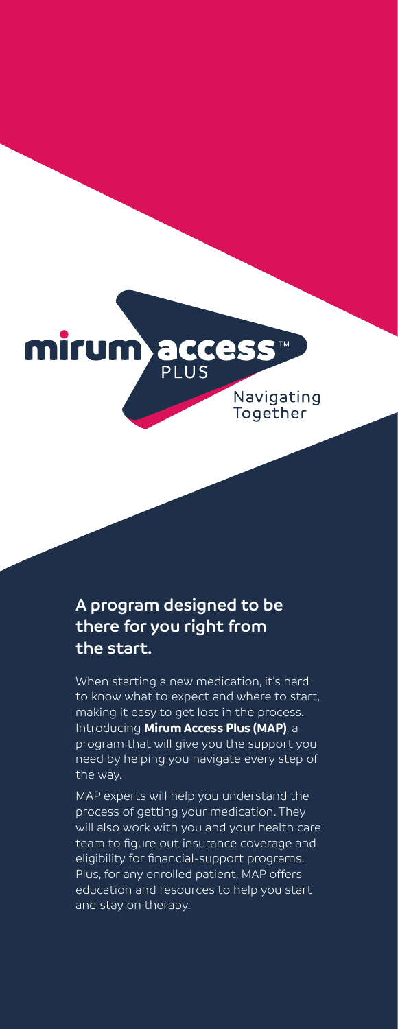mirum access™ PLUS

Navigating Together

## A program designed to be there for you right from the start.

When starting a new medication, it's hard to know what to expect and where to start, making it easy to get lost in the process. Introducing **Mirum Access Plus (MAP)**, a program that will give you the support you need by helping you navigate every step of the way.

MAP experts will help you understand the process of getting your medication. They will also work with you and your health care team to figure out insurance coverage and eligibility for financial-support programs. Plus, for any enrolled patient, MAP offers education and resources to help you start and stay on therapy.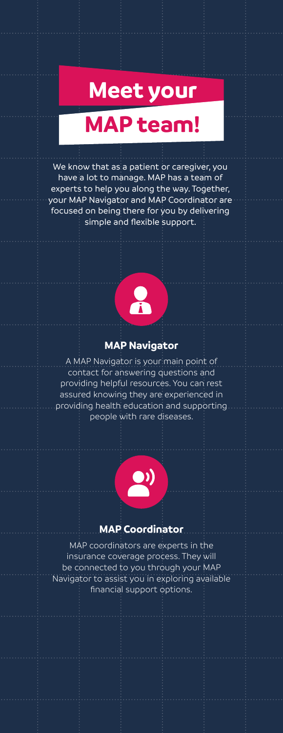# Meet your MAP team!

We know that as a patient or caregiver, you have a lot to manage. MAP has a team of experts to help you along the way. Together, your MAP Navigator and MAP Coordinator are focused on being there for you by delivering simple and flexible support.

## MAP Navigator

A MAP Navigator is your main point of contact for answering questions and providing helpful resources. You can rest assured knowing they are experienced in providing health education and supporting people with rare diseases.

## MAP Coordinator

MAP coordinators are experts in the insurance coverage process. They will be connected to you through your MAP Navigator to assist you in exploring available financial support options.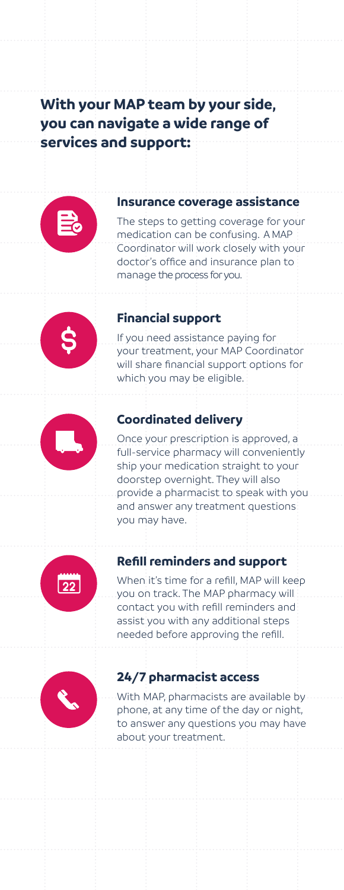## With your MAP team by your side, you can navigate a wide range of services and support:

### Insurance coverage assistance

The steps to getting coverage for your medication can be confusing. A MAP Coordinator will work closely with your doctor's office and insurance plan to manage the process for you.

### Financial support

If you need assistance paying for your treatment, your MAP Coordinator will share financial support options for which you may be eligible.

### Coordinated delivery

Once your prescription is approved, a full-service pharmacy will conveniently ship your medication straight to your doorstep overnight. They will also provide a pharmacist to speak with you and answer any treatment questions you may have.

### Refill reminders and support

When it's time for a refill, MAP will keep you on track. The MAP pharmacy will contact you with refill reminders and assist you with any additional steps needed before approving the refill.

### 24/7 pharmacist access

With MAP, pharmacists are available by phone, at any time of the day or night, to answer any questions you may have about your treatment.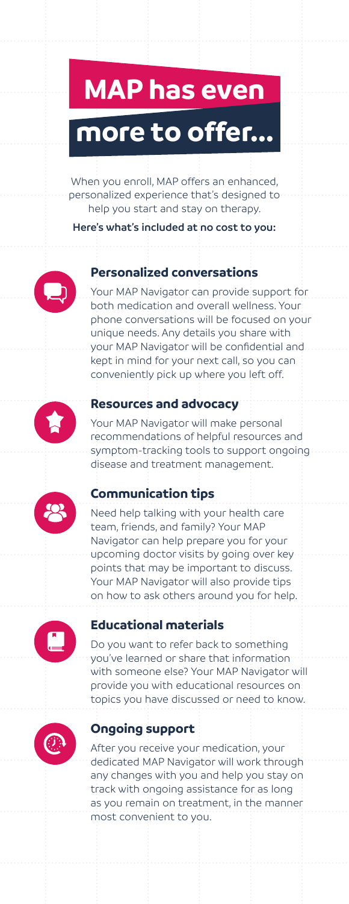# MAP has even more to offer...

When you enroll, MAP offers an enhanced, personalized experience that's designed to help you start and stay on therapy.

**Here's what's included at no cost to you:**

### Personalized conversations

Your MAP Navigator can provide support for both medication and overall wellness. Your phone conversations will be focused on your unique needs. Any details you share with your MAP Navigator will be confidential and kept in mind for your next call, so you can conveniently pick up where you left off.

### Resources and advocacy

Your MAP Navigator will make personal recommendations of helpful resources and symptom-tracking tools to support ongoing disease and treatment management.

### Communication tips

Need help talking with your health care team, friends, and family? Your MAP Navigator can help prepare you for your upcoming doctor visits by going over key points that may be important to discuss. Your MAP Navigator will also provide tips on how to ask others around you for help.

### Educational materials

Do you want to refer back to something you've learned or share that information with someone else? Your MAP Navigator will provide you with educational resources on topics you have discussed or need to know.

### Ongoing support

After you receive your medication, your dedicated MAP Navigator will work through any changes with you and help you stay on track with ongoing assistance for as long as you remain on treatment, in the manner most convenient to you.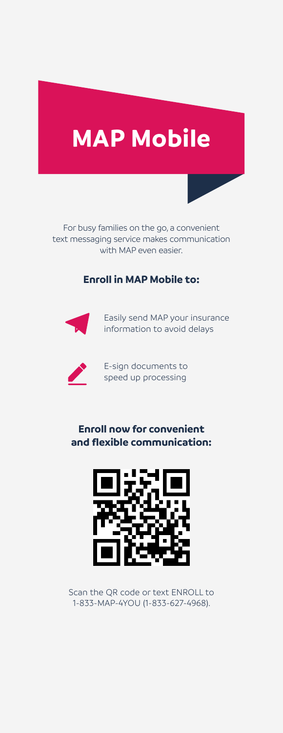# MAP Mobile

For busy families on the go, a convenient text messaging service makes communication with MAP even easier.

## Enroll in MAP Mobile to:

- Easily send MAP your insurance information to avoid delays
- E-sign documents to speed up processing

## Enroll now for convenient and flexible communication:

Scan the QR code or text ENROLL to 1-833-MAP-4YOU (1-833-627-4968).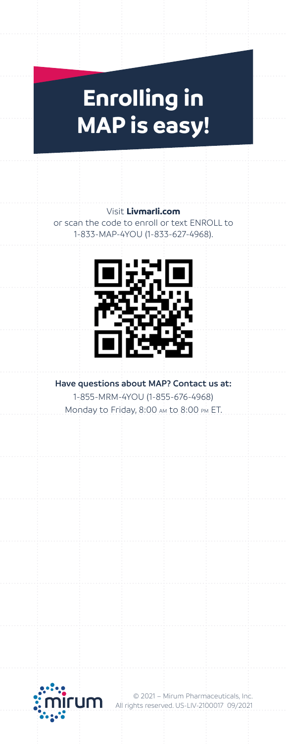# Enrolling in MAP is easy!

Visit **Livmarli.com**
or scan the code to enroll or text ENROLL to
1-833-MAP-4YOU (1-833-627-4968).

**Have questions about MAP? Contact us at:**
1-855-MRM-4YOU (1-855-676-4968)
Monday to Friday, 8:00 AM to 8:00 PM ET.

mirum

© 2021 – Mirum Pharmaceuticals, Inc.
All rights reserved. US-LIV-2100017 09/2021